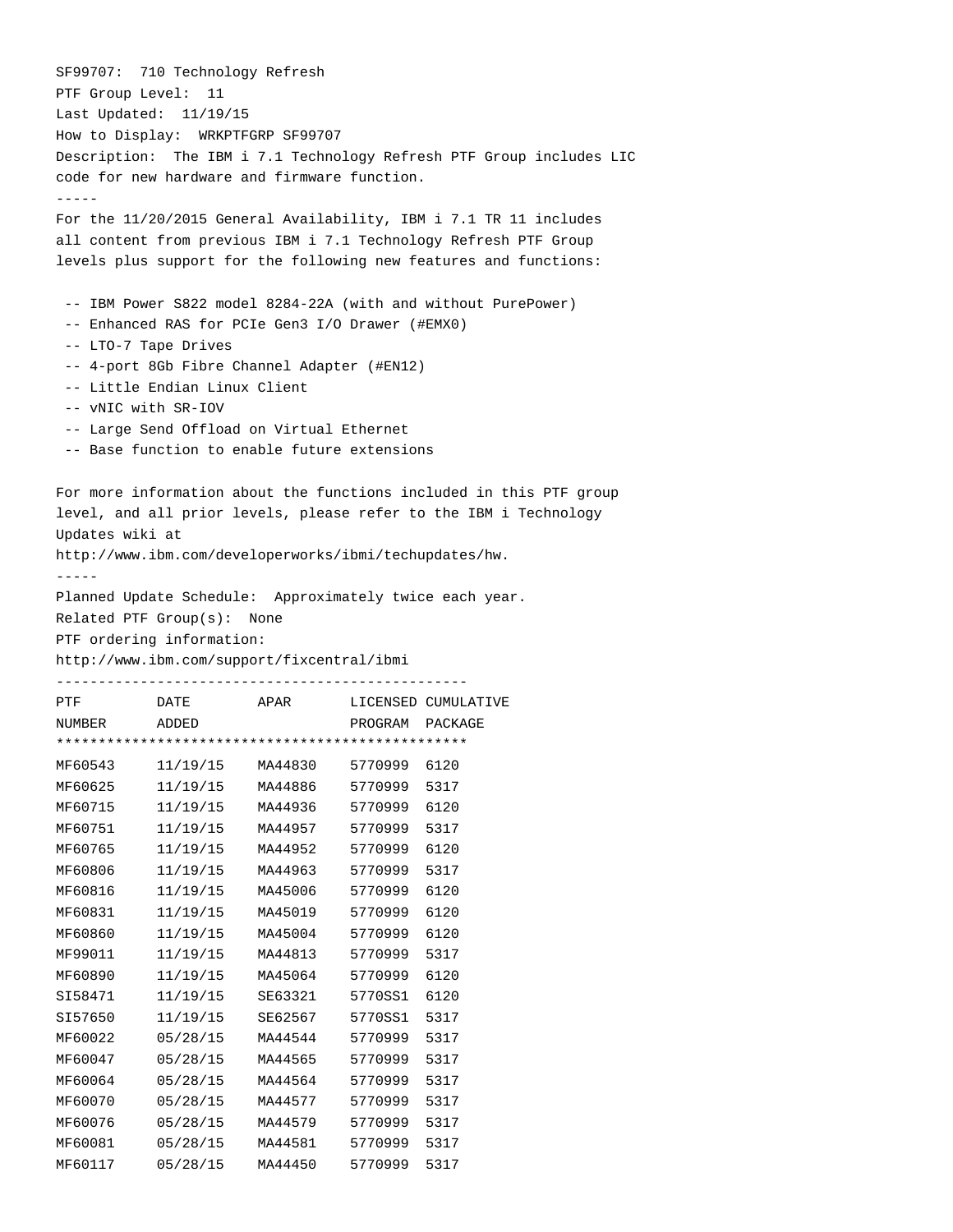SF99707: 710 Technology Refresh
PTF Group Level: 11
Last Updated: 11/19/15
How to Display: WRKPTFGRP SF99707
Description: The IBM i 7.1 Technology Refresh PTF Group includes LIC code for new hardware and firmware function.

-----

For the 11/20/2015 General Availability, IBM i 7.1 TR 11 includes all content from previous IBM i 7.1 Technology Refresh PTF Group levels plus support for the following new features and functions:

- -- IBM Power S822 model 8284-22A (with and without PurePower)
- -- Enhanced RAS for PCIe Gen3 I/O Drawer (#EMX0)
- -- LTO-7 Tape Drives
- -- 4-port 8Gb Fibre Channel Adapter (#EN12)
- -- Little Endian Linux Client
- -- vNIC with SR-IOV
- -- Large Send Offload on Virtual Ethernet
- -- Base function to enable future extensions

For more information about the functions included in this PTF group level, and all prior levels, please refer to the IBM i Technology Updates wiki at
http://www.ibm.com/developerworks/ibmi/techupdates/hw.

-----

Planned Update Schedule: Approximately twice each year.
Related PTF Group(s): None
PTF ordering information:
http://www.ibm.com/support/fixcentral/ibmi

| PTF NUMBER | DATE ADDED | APAR | LICENSED PROGRAM | CUMULATIVE PACKAGE |
|---|---|---|---|---|
| MF60543 | 11/19/15 | MA44830 | 5770999 | 6120 |
| MF60625 | 11/19/15 | MA44886 | 5770999 | 5317 |
| MF60715 | 11/19/15 | MA44936 | 5770999 | 6120 |
| MF60751 | 11/19/15 | MA44957 | 5770999 | 5317 |
| MF60765 | 11/19/15 | MA44952 | 5770999 | 6120 |
| MF60806 | 11/19/15 | MA44963 | 5770999 | 5317 |
| MF60816 | 11/19/15 | MA45006 | 5770999 | 6120 |
| MF60831 | 11/19/15 | MA45019 | 5770999 | 6120 |
| MF60860 | 11/19/15 | MA45004 | 5770999 | 6120 |
| MF99011 | 11/19/15 | MA44813 | 5770999 | 5317 |
| MF60890 | 11/19/15 | MA45064 | 5770999 | 6120 |
| SI58471 | 11/19/15 | SE63321 | 5770SS1 | 6120 |
| SI57650 | 11/19/15 | SE62567 | 5770SS1 | 5317 |
| MF60022 | 05/28/15 | MA44544 | 5770999 | 5317 |
| MF60047 | 05/28/15 | MA44565 | 5770999 | 5317 |
| MF60064 | 05/28/15 | MA44564 | 5770999 | 5317 |
| MF60070 | 05/28/15 | MA44577 | 5770999 | 5317 |
| MF60076 | 05/28/15 | MA44579 | 5770999 | 5317 |
| MF60081 | 05/28/15 | MA44581 | 5770999 | 5317 |
| MF60117 | 05/28/15 | MA44450 | 5770999 | 5317 |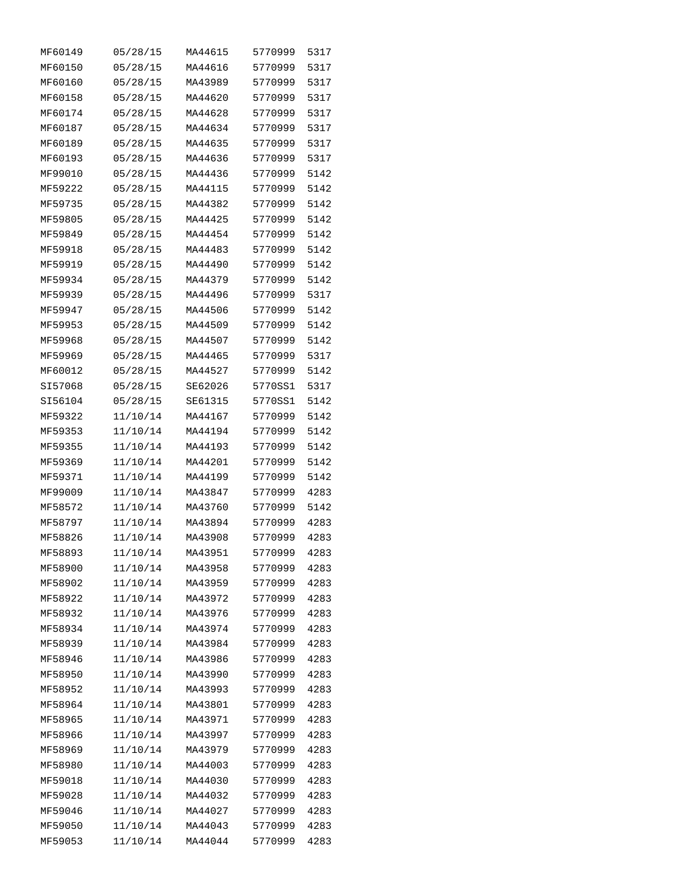| | | | | |
|---|---|---|---|---|
| MF60149 | 05/28/15 | MA44615 | 5770999 | 5317 |
| MF60150 | 05/28/15 | MA44616 | 5770999 | 5317 |
| MF60160 | 05/28/15 | MA43989 | 5770999 | 5317 |
| MF60158 | 05/28/15 | MA44620 | 5770999 | 5317 |
| MF60174 | 05/28/15 | MA44628 | 5770999 | 5317 |
| MF60187 | 05/28/15 | MA44634 | 5770999 | 5317 |
| MF60189 | 05/28/15 | MA44635 | 5770999 | 5317 |
| MF60193 | 05/28/15 | MA44636 | 5770999 | 5317 |
| MF99010 | 05/28/15 | MA44436 | 5770999 | 5142 |
| MF59222 | 05/28/15 | MA44115 | 5770999 | 5142 |
| MF59735 | 05/28/15 | MA44382 | 5770999 | 5142 |
| MF59805 | 05/28/15 | MA44425 | 5770999 | 5142 |
| MF59849 | 05/28/15 | MA44454 | 5770999 | 5142 |
| MF59918 | 05/28/15 | MA44483 | 5770999 | 5142 |
| MF59919 | 05/28/15 | MA44490 | 5770999 | 5142 |
| MF59934 | 05/28/15 | MA44379 | 5770999 | 5142 |
| MF59939 | 05/28/15 | MA44496 | 5770999 | 5317 |
| MF59947 | 05/28/15 | MA44506 | 5770999 | 5142 |
| MF59953 | 05/28/15 | MA44509 | 5770999 | 5142 |
| MF59968 | 05/28/15 | MA44507 | 5770999 | 5142 |
| MF59969 | 05/28/15 | MA44465 | 5770999 | 5317 |
| MF60012 | 05/28/15 | MA44527 | 5770999 | 5142 |
| SI57068 | 05/28/15 | SE62026 | 5770SS1 | 5317 |
| SI56104 | 05/28/15 | SE61315 | 5770SS1 | 5142 |
| MF59322 | 11/10/14 | MA44167 | 5770999 | 5142 |
| MF59353 | 11/10/14 | MA44194 | 5770999 | 5142 |
| MF59355 | 11/10/14 | MA44193 | 5770999 | 5142 |
| MF59369 | 11/10/14 | MA44201 | 5770999 | 5142 |
| MF59371 | 11/10/14 | MA44199 | 5770999 | 5142 |
| MF99009 | 11/10/14 | MA43847 | 5770999 | 4283 |
| MF58572 | 11/10/14 | MA43760 | 5770999 | 5142 |
| MF58797 | 11/10/14 | MA43894 | 5770999 | 4283 |
| MF58826 | 11/10/14 | MA43908 | 5770999 | 4283 |
| MF58893 | 11/10/14 | MA43951 | 5770999 | 4283 |
| MF58900 | 11/10/14 | MA43958 | 5770999 | 4283 |
| MF58902 | 11/10/14 | MA43959 | 5770999 | 4283 |
| MF58922 | 11/10/14 | MA43972 | 5770999 | 4283 |
| MF58932 | 11/10/14 | MA43976 | 5770999 | 4283 |
| MF58934 | 11/10/14 | MA43974 | 5770999 | 4283 |
| MF58939 | 11/10/14 | MA43984 | 5770999 | 4283 |
| MF58946 | 11/10/14 | MA43986 | 5770999 | 4283 |
| MF58950 | 11/10/14 | MA43990 | 5770999 | 4283 |
| MF58952 | 11/10/14 | MA43993 | 5770999 | 4283 |
| MF58964 | 11/10/14 | MA43801 | 5770999 | 4283 |
| MF58965 | 11/10/14 | MA43971 | 5770999 | 4283 |
| MF58966 | 11/10/14 | MA43997 | 5770999 | 4283 |
| MF58969 | 11/10/14 | MA43979 | 5770999 | 4283 |
| MF58980 | 11/10/14 | MA44003 | 5770999 | 4283 |
| MF59018 | 11/10/14 | MA44030 | 5770999 | 4283 |
| MF59028 | 11/10/14 | MA44032 | 5770999 | 4283 |
| MF59046 | 11/10/14 | MA44027 | 5770999 | 4283 |
| MF59050 | 11/10/14 | MA44043 | 5770999 | 4283 |
| MF59053 | 11/10/14 | MA44044 | 5770999 | 4283 |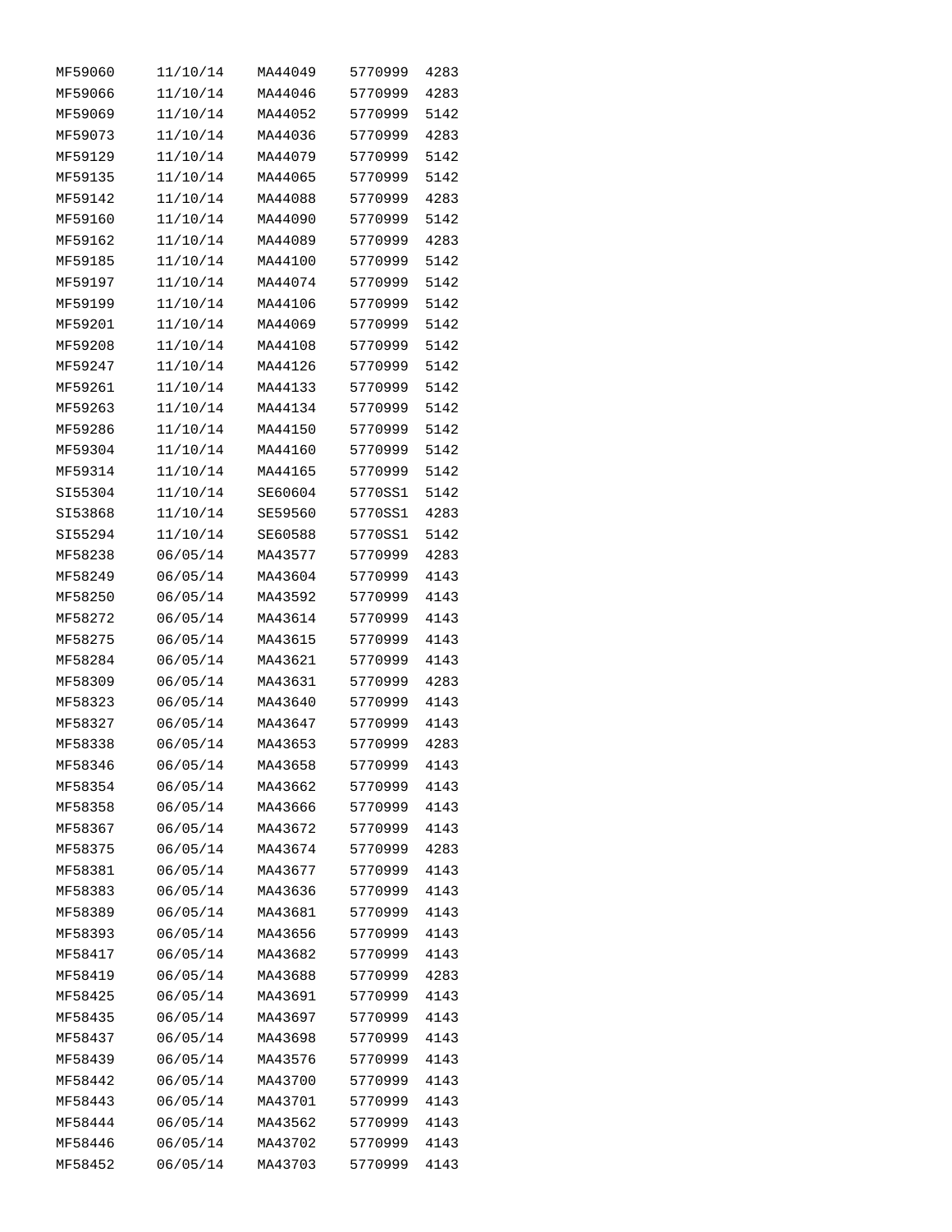| | | | | |
|---|---|---|---|---|
| MF59060 | 11/10/14 | MA44049 | 5770999 | 4283 |
| MF59066 | 11/10/14 | MA44046 | 5770999 | 4283 |
| MF59069 | 11/10/14 | MA44052 | 5770999 | 5142 |
| MF59073 | 11/10/14 | MA44036 | 5770999 | 4283 |
| MF59129 | 11/10/14 | MA44079 | 5770999 | 5142 |
| MF59135 | 11/10/14 | MA44065 | 5770999 | 5142 |
| MF59142 | 11/10/14 | MA44088 | 5770999 | 4283 |
| MF59160 | 11/10/14 | MA44090 | 5770999 | 5142 |
| MF59162 | 11/10/14 | MA44089 | 5770999 | 4283 |
| MF59185 | 11/10/14 | MA44100 | 5770999 | 5142 |
| MF59197 | 11/10/14 | MA44074 | 5770999 | 5142 |
| MF59199 | 11/10/14 | MA44106 | 5770999 | 5142 |
| MF59201 | 11/10/14 | MA44069 | 5770999 | 5142 |
| MF59208 | 11/10/14 | MA44108 | 5770999 | 5142 |
| MF59247 | 11/10/14 | MA44126 | 5770999 | 5142 |
| MF59261 | 11/10/14 | MA44133 | 5770999 | 5142 |
| MF59263 | 11/10/14 | MA44134 | 5770999 | 5142 |
| MF59286 | 11/10/14 | MA44150 | 5770999 | 5142 |
| MF59304 | 11/10/14 | MA44160 | 5770999 | 5142 |
| MF59314 | 11/10/14 | MA44165 | 5770999 | 5142 |
| SI55304 | 11/10/14 | SE60604 | 5770SS1 | 5142 |
| SI53868 | 11/10/14 | SE59560 | 5770SS1 | 4283 |
| SI55294 | 11/10/14 | SE60588 | 5770SS1 | 5142 |
| MF58238 | 06/05/14 | MA43577 | 5770999 | 4283 |
| MF58249 | 06/05/14 | MA43604 | 5770999 | 4143 |
| MF58250 | 06/05/14 | MA43592 | 5770999 | 4143 |
| MF58272 | 06/05/14 | MA43614 | 5770999 | 4143 |
| MF58275 | 06/05/14 | MA43615 | 5770999 | 4143 |
| MF58284 | 06/05/14 | MA43621 | 5770999 | 4143 |
| MF58309 | 06/05/14 | MA43631 | 5770999 | 4283 |
| MF58323 | 06/05/14 | MA43640 | 5770999 | 4143 |
| MF58327 | 06/05/14 | MA43647 | 5770999 | 4143 |
| MF58338 | 06/05/14 | MA43653 | 5770999 | 4283 |
| MF58346 | 06/05/14 | MA43658 | 5770999 | 4143 |
| MF58354 | 06/05/14 | MA43662 | 5770999 | 4143 |
| MF58358 | 06/05/14 | MA43666 | 5770999 | 4143 |
| MF58367 | 06/05/14 | MA43672 | 5770999 | 4143 |
| MF58375 | 06/05/14 | MA43674 | 5770999 | 4283 |
| MF58381 | 06/05/14 | MA43677 | 5770999 | 4143 |
| MF58383 | 06/05/14 | MA43636 | 5770999 | 4143 |
| MF58389 | 06/05/14 | MA43681 | 5770999 | 4143 |
| MF58393 | 06/05/14 | MA43656 | 5770999 | 4143 |
| MF58417 | 06/05/14 | MA43682 | 5770999 | 4143 |
| MF58419 | 06/05/14 | MA43688 | 5770999 | 4283 |
| MF58425 | 06/05/14 | MA43691 | 5770999 | 4143 |
| MF58435 | 06/05/14 | MA43697 | 5770999 | 4143 |
| MF58437 | 06/05/14 | MA43698 | 5770999 | 4143 |
| MF58439 | 06/05/14 | MA43576 | 5770999 | 4143 |
| MF58442 | 06/05/14 | MA43700 | 5770999 | 4143 |
| MF58443 | 06/05/14 | MA43701 | 5770999 | 4143 |
| MF58444 | 06/05/14 | MA43562 | 5770999 | 4143 |
| MF58446 | 06/05/14 | MA43702 | 5770999 | 4143 |
| MF58452 | 06/05/14 | MA43703 | 5770999 | 4143 |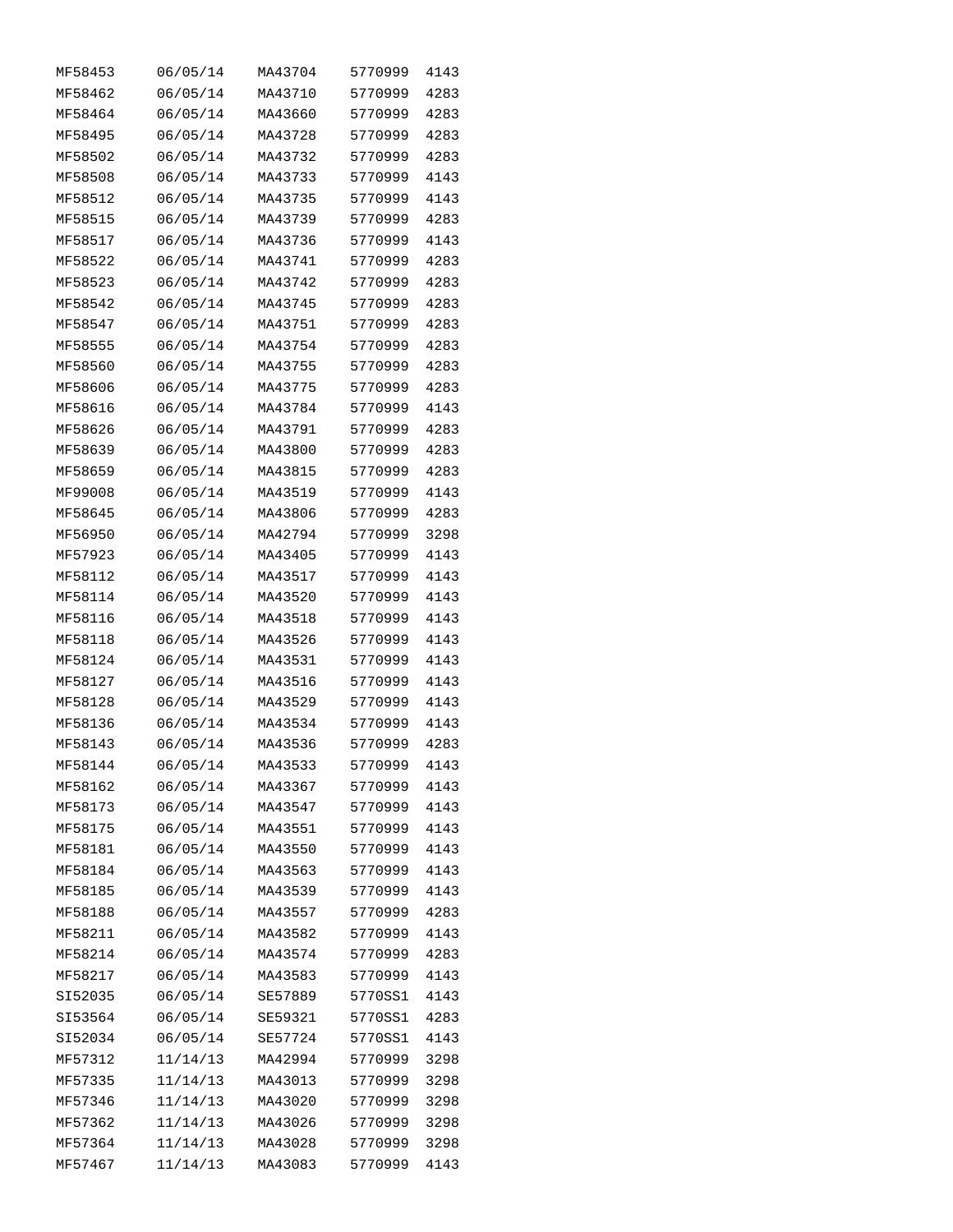| | | | | |
|---|---|---|---|---|
| MF58453 | 06/05/14 | MA43704 | 5770999 | 4143 |
| MF58462 | 06/05/14 | MA43710 | 5770999 | 4283 |
| MF58464 | 06/05/14 | MA43660 | 5770999 | 4283 |
| MF58495 | 06/05/14 | MA43728 | 5770999 | 4283 |
| MF58502 | 06/05/14 | MA43732 | 5770999 | 4283 |
| MF58508 | 06/05/14 | MA43733 | 5770999 | 4143 |
| MF58512 | 06/05/14 | MA43735 | 5770999 | 4143 |
| MF58515 | 06/05/14 | MA43739 | 5770999 | 4283 |
| MF58517 | 06/05/14 | MA43736 | 5770999 | 4143 |
| MF58522 | 06/05/14 | MA43741 | 5770999 | 4283 |
| MF58523 | 06/05/14 | MA43742 | 5770999 | 4283 |
| MF58542 | 06/05/14 | MA43745 | 5770999 | 4283 |
| MF58547 | 06/05/14 | MA43751 | 5770999 | 4283 |
| MF58555 | 06/05/14 | MA43754 | 5770999 | 4283 |
| MF58560 | 06/05/14 | MA43755 | 5770999 | 4283 |
| MF58606 | 06/05/14 | MA43775 | 5770999 | 4283 |
| MF58616 | 06/05/14 | MA43784 | 5770999 | 4143 |
| MF58626 | 06/05/14 | MA43791 | 5770999 | 4283 |
| MF58639 | 06/05/14 | MA43800 | 5770999 | 4283 |
| MF58659 | 06/05/14 | MA43815 | 5770999 | 4283 |
| MF99008 | 06/05/14 | MA43519 | 5770999 | 4143 |
| MF58645 | 06/05/14 | MA43806 | 5770999 | 4283 |
| MF56950 | 06/05/14 | MA42794 | 5770999 | 3298 |
| MF57923 | 06/05/14 | MA43405 | 5770999 | 4143 |
| MF58112 | 06/05/14 | MA43517 | 5770999 | 4143 |
| MF58114 | 06/05/14 | MA43520 | 5770999 | 4143 |
| MF58116 | 06/05/14 | MA43518 | 5770999 | 4143 |
| MF58118 | 06/05/14 | MA43526 | 5770999 | 4143 |
| MF58124 | 06/05/14 | MA43531 | 5770999 | 4143 |
| MF58127 | 06/05/14 | MA43516 | 5770999 | 4143 |
| MF58128 | 06/05/14 | MA43529 | 5770999 | 4143 |
| MF58136 | 06/05/14 | MA43534 | 5770999 | 4143 |
| MF58143 | 06/05/14 | MA43536 | 5770999 | 4283 |
| MF58144 | 06/05/14 | MA43533 | 5770999 | 4143 |
| MF58162 | 06/05/14 | MA43367 | 5770999 | 4143 |
| MF58173 | 06/05/14 | MA43547 | 5770999 | 4143 |
| MF58175 | 06/05/14 | MA43551 | 5770999 | 4143 |
| MF58181 | 06/05/14 | MA43550 | 5770999 | 4143 |
| MF58184 | 06/05/14 | MA43563 | 5770999 | 4143 |
| MF58185 | 06/05/14 | MA43539 | 5770999 | 4143 |
| MF58188 | 06/05/14 | MA43557 | 5770999 | 4283 |
| MF58211 | 06/05/14 | MA43582 | 5770999 | 4143 |
| MF58214 | 06/05/14 | MA43574 | 5770999 | 4283 |
| MF58217 | 06/05/14 | MA43583 | 5770999 | 4143 |
| SI52035 | 06/05/14 | SE57889 | 5770SS1 | 4143 |
| SI53564 | 06/05/14 | SE59321 | 5770SS1 | 4283 |
| SI52034 | 06/05/14 | SE57724 | 5770SS1 | 4143 |
| MF57312 | 11/14/13 | MA42994 | 5770999 | 3298 |
| MF57335 | 11/14/13 | MA43013 | 5770999 | 3298 |
| MF57346 | 11/14/13 | MA43020 | 5770999 | 3298 |
| MF57362 | 11/14/13 | MA43026 | 5770999 | 3298 |
| MF57364 | 11/14/13 | MA43028 | 5770999 | 3298 |
| MF57467 | 11/14/13 | MA43083 | 5770999 | 4143 |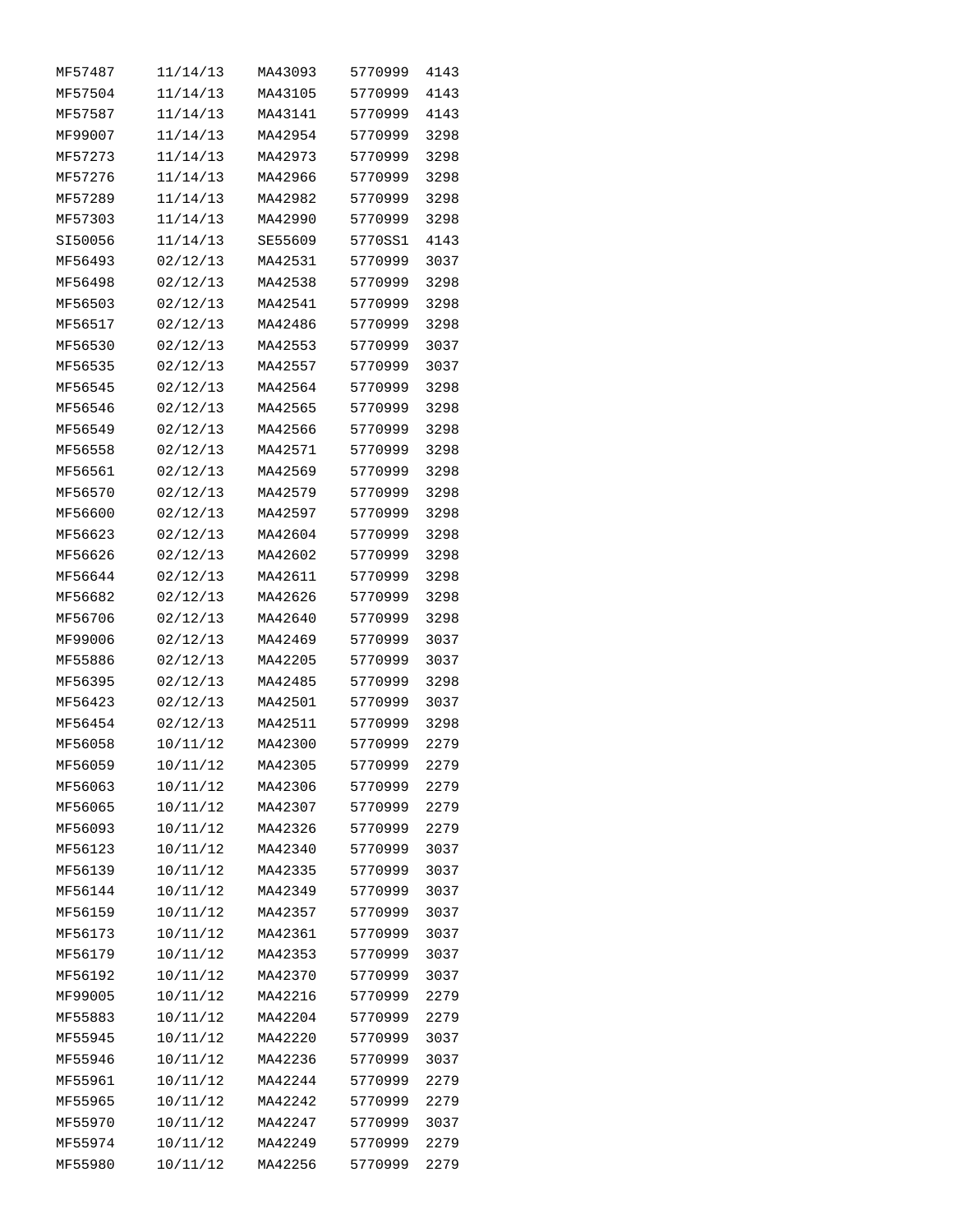| | | | | |
|---|---|---|---|---|
| MF57487 | 11/14/13 | MA43093 | 5770999 | 4143 |
| MF57504 | 11/14/13 | MA43105 | 5770999 | 4143 |
| MF57587 | 11/14/13 | MA43141 | 5770999 | 4143 |
| MF99007 | 11/14/13 | MA42954 | 5770999 | 3298 |
| MF57273 | 11/14/13 | MA42973 | 5770999 | 3298 |
| MF57276 | 11/14/13 | MA42966 | 5770999 | 3298 |
| MF57289 | 11/14/13 | MA42982 | 5770999 | 3298 |
| MF57303 | 11/14/13 | MA42990 | 5770999 | 3298 |
| SI50056 | 11/14/13 | SE55609 | 5770SS1 | 4143 |
| MF56493 | 02/12/13 | MA42531 | 5770999 | 3037 |
| MF56498 | 02/12/13 | MA42538 | 5770999 | 3298 |
| MF56503 | 02/12/13 | MA42541 | 5770999 | 3298 |
| MF56517 | 02/12/13 | MA42486 | 5770999 | 3298 |
| MF56530 | 02/12/13 | MA42553 | 5770999 | 3037 |
| MF56535 | 02/12/13 | MA42557 | 5770999 | 3037 |
| MF56545 | 02/12/13 | MA42564 | 5770999 | 3298 |
| MF56546 | 02/12/13 | MA42565 | 5770999 | 3298 |
| MF56549 | 02/12/13 | MA42566 | 5770999 | 3298 |
| MF56558 | 02/12/13 | MA42571 | 5770999 | 3298 |
| MF56561 | 02/12/13 | MA42569 | 5770999 | 3298 |
| MF56570 | 02/12/13 | MA42579 | 5770999 | 3298 |
| MF56600 | 02/12/13 | MA42597 | 5770999 | 3298 |
| MF56623 | 02/12/13 | MA42604 | 5770999 | 3298 |
| MF56626 | 02/12/13 | MA42602 | 5770999 | 3298 |
| MF56644 | 02/12/13 | MA42611 | 5770999 | 3298 |
| MF56682 | 02/12/13 | MA42626 | 5770999 | 3298 |
| MF56706 | 02/12/13 | MA42640 | 5770999 | 3298 |
| MF99006 | 02/12/13 | MA42469 | 5770999 | 3037 |
| MF55886 | 02/12/13 | MA42205 | 5770999 | 3037 |
| MF56395 | 02/12/13 | MA42485 | 5770999 | 3298 |
| MF56423 | 02/12/13 | MA42501 | 5770999 | 3037 |
| MF56454 | 02/12/13 | MA42511 | 5770999 | 3298 |
| MF56058 | 10/11/12 | MA42300 | 5770999 | 2279 |
| MF56059 | 10/11/12 | MA42305 | 5770999 | 2279 |
| MF56063 | 10/11/12 | MA42306 | 5770999 | 2279 |
| MF56065 | 10/11/12 | MA42307 | 5770999 | 2279 |
| MF56093 | 10/11/12 | MA42326 | 5770999 | 2279 |
| MF56123 | 10/11/12 | MA42340 | 5770999 | 3037 |
| MF56139 | 10/11/12 | MA42335 | 5770999 | 3037 |
| MF56144 | 10/11/12 | MA42349 | 5770999 | 3037 |
| MF56159 | 10/11/12 | MA42357 | 5770999 | 3037 |
| MF56173 | 10/11/12 | MA42361 | 5770999 | 3037 |
| MF56179 | 10/11/12 | MA42353 | 5770999 | 3037 |
| MF56192 | 10/11/12 | MA42370 | 5770999 | 3037 |
| MF99005 | 10/11/12 | MA42216 | 5770999 | 2279 |
| MF55883 | 10/11/12 | MA42204 | 5770999 | 2279 |
| MF55945 | 10/11/12 | MA42220 | 5770999 | 3037 |
| MF55946 | 10/11/12 | MA42236 | 5770999 | 3037 |
| MF55961 | 10/11/12 | MA42244 | 5770999 | 2279 |
| MF55965 | 10/11/12 | MA42242 | 5770999 | 2279 |
| MF55970 | 10/11/12 | MA42247 | 5770999 | 3037 |
| MF55974 | 10/11/12 | MA42249 | 5770999 | 2279 |
| MF55980 | 10/11/12 | MA42256 | 5770999 | 2279 |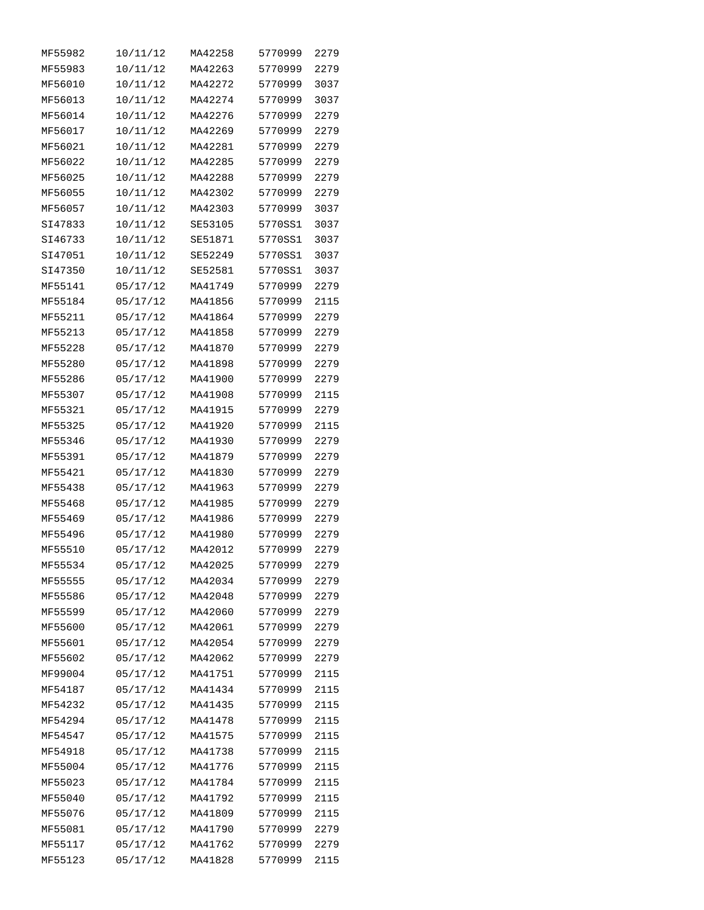| | | | | |
|---|---|---|---|---|
| MF55982 | 10/11/12 | MA42258 | 5770999 | 2279 |
| MF55983 | 10/11/12 | MA42263 | 5770999 | 2279 |
| MF56010 | 10/11/12 | MA42272 | 5770999 | 3037 |
| MF56013 | 10/11/12 | MA42274 | 5770999 | 3037 |
| MF56014 | 10/11/12 | MA42276 | 5770999 | 2279 |
| MF56017 | 10/11/12 | MA42269 | 5770999 | 2279 |
| MF56021 | 10/11/12 | MA42281 | 5770999 | 2279 |
| MF56022 | 10/11/12 | MA42285 | 5770999 | 2279 |
| MF56025 | 10/11/12 | MA42288 | 5770999 | 2279 |
| MF56055 | 10/11/12 | MA42302 | 5770999 | 2279 |
| MF56057 | 10/11/12 | MA42303 | 5770999 | 3037 |
| SI47833 | 10/11/12 | SE53105 | 5770SS1 | 3037 |
| SI46733 | 10/11/12 | SE51871 | 5770SS1 | 3037 |
| SI47051 | 10/11/12 | SE52249 | 5770SS1 | 3037 |
| SI47350 | 10/11/12 | SE52581 | 5770SS1 | 3037 |
| MF55141 | 05/17/12 | MA41749 | 5770999 | 2279 |
| MF55184 | 05/17/12 | MA41856 | 5770999 | 2115 |
| MF55211 | 05/17/12 | MA41864 | 5770999 | 2279 |
| MF55213 | 05/17/12 | MA41858 | 5770999 | 2279 |
| MF55228 | 05/17/12 | MA41870 | 5770999 | 2279 |
| MF55280 | 05/17/12 | MA41898 | 5770999 | 2279 |
| MF55286 | 05/17/12 | MA41900 | 5770999 | 2279 |
| MF55307 | 05/17/12 | MA41908 | 5770999 | 2115 |
| MF55321 | 05/17/12 | MA41915 | 5770999 | 2279 |
| MF55325 | 05/17/12 | MA41920 | 5770999 | 2115 |
| MF55346 | 05/17/12 | MA41930 | 5770999 | 2279 |
| MF55391 | 05/17/12 | MA41879 | 5770999 | 2279 |
| MF55421 | 05/17/12 | MA41830 | 5770999 | 2279 |
| MF55438 | 05/17/12 | MA41963 | 5770999 | 2279 |
| MF55468 | 05/17/12 | MA41985 | 5770999 | 2279 |
| MF55469 | 05/17/12 | MA41986 | 5770999 | 2279 |
| MF55496 | 05/17/12 | MA41980 | 5770999 | 2279 |
| MF55510 | 05/17/12 | MA42012 | 5770999 | 2279 |
| MF55534 | 05/17/12 | MA42025 | 5770999 | 2279 |
| MF55555 | 05/17/12 | MA42034 | 5770999 | 2279 |
| MF55586 | 05/17/12 | MA42048 | 5770999 | 2279 |
| MF55599 | 05/17/12 | MA42060 | 5770999 | 2279 |
| MF55600 | 05/17/12 | MA42061 | 5770999 | 2279 |
| MF55601 | 05/17/12 | MA42054 | 5770999 | 2279 |
| MF55602 | 05/17/12 | MA42062 | 5770999 | 2279 |
| MF99004 | 05/17/12 | MA41751 | 5770999 | 2115 |
| MF54187 | 05/17/12 | MA41434 | 5770999 | 2115 |
| MF54232 | 05/17/12 | MA41435 | 5770999 | 2115 |
| MF54294 | 05/17/12 | MA41478 | 5770999 | 2115 |
| MF54547 | 05/17/12 | MA41575 | 5770999 | 2115 |
| MF54918 | 05/17/12 | MA41738 | 5770999 | 2115 |
| MF55004 | 05/17/12 | MA41776 | 5770999 | 2115 |
| MF55023 | 05/17/12 | MA41784 | 5770999 | 2115 |
| MF55040 | 05/17/12 | MA41792 | 5770999 | 2115 |
| MF55076 | 05/17/12 | MA41809 | 5770999 | 2115 |
| MF55081 | 05/17/12 | MA41790 | 5770999 | 2279 |
| MF55117 | 05/17/12 | MA41762 | 5770999 | 2279 |
| MF55123 | 05/17/12 | MA41828 | 5770999 | 2115 |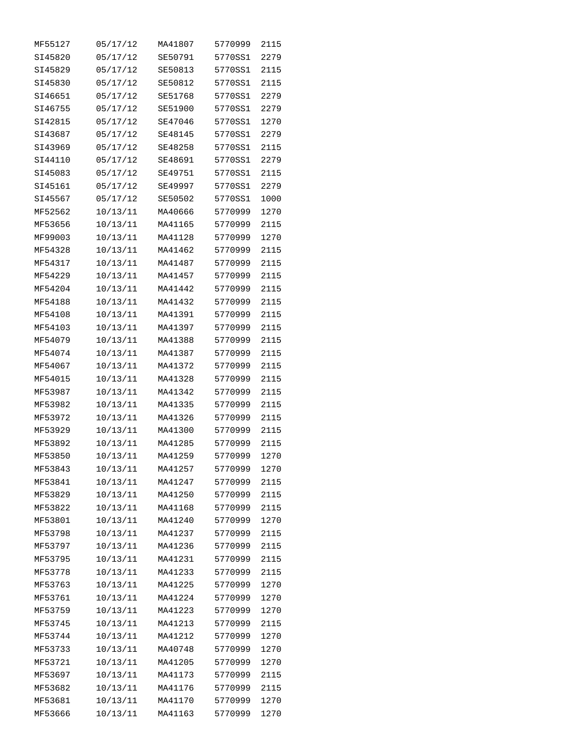| | | | | |
|---|---|---|---|---|
| MF55127 | 05/17/12 | MA41807 | 5770999 | 2115 |
| SI45820 | 05/17/12 | SE50791 | 5770SS1 | 2279 |
| SI45829 | 05/17/12 | SE50813 | 5770SS1 | 2115 |
| SI45830 | 05/17/12 | SE50812 | 5770SS1 | 2115 |
| SI46651 | 05/17/12 | SE51768 | 5770SS1 | 2279 |
| SI46755 | 05/17/12 | SE51900 | 5770SS1 | 2279 |
| SI42815 | 05/17/12 | SE47046 | 5770SS1 | 1270 |
| SI43687 | 05/17/12 | SE48145 | 5770SS1 | 2279 |
| SI43969 | 05/17/12 | SE48258 | 5770SS1 | 2115 |
| SI44110 | 05/17/12 | SE48691 | 5770SS1 | 2279 |
| SI45083 | 05/17/12 | SE49751 | 5770SS1 | 2115 |
| SI45161 | 05/17/12 | SE49997 | 5770SS1 | 2279 |
| SI45567 | 05/17/12 | SE50502 | 5770SS1 | 1000 |
| MF52562 | 10/13/11 | MA40666 | 5770999 | 1270 |
| MF53656 | 10/13/11 | MA41165 | 5770999 | 2115 |
| MF99003 | 10/13/11 | MA41128 | 5770999 | 1270 |
| MF54328 | 10/13/11 | MA41462 | 5770999 | 2115 |
| MF54317 | 10/13/11 | MA41487 | 5770999 | 2115 |
| MF54229 | 10/13/11 | MA41457 | 5770999 | 2115 |
| MF54204 | 10/13/11 | MA41442 | 5770999 | 2115 |
| MF54188 | 10/13/11 | MA41432 | 5770999 | 2115 |
| MF54108 | 10/13/11 | MA41391 | 5770999 | 2115 |
| MF54103 | 10/13/11 | MA41397 | 5770999 | 2115 |
| MF54079 | 10/13/11 | MA41388 | 5770999 | 2115 |
| MF54074 | 10/13/11 | MA41387 | 5770999 | 2115 |
| MF54067 | 10/13/11 | MA41372 | 5770999 | 2115 |
| MF54015 | 10/13/11 | MA41328 | 5770999 | 2115 |
| MF53987 | 10/13/11 | MA41342 | 5770999 | 2115 |
| MF53982 | 10/13/11 | MA41335 | 5770999 | 2115 |
| MF53972 | 10/13/11 | MA41326 | 5770999 | 2115 |
| MF53929 | 10/13/11 | MA41300 | 5770999 | 2115 |
| MF53892 | 10/13/11 | MA41285 | 5770999 | 2115 |
| MF53850 | 10/13/11 | MA41259 | 5770999 | 1270 |
| MF53843 | 10/13/11 | MA41257 | 5770999 | 1270 |
| MF53841 | 10/13/11 | MA41247 | 5770999 | 2115 |
| MF53829 | 10/13/11 | MA41250 | 5770999 | 2115 |
| MF53822 | 10/13/11 | MA41168 | 5770999 | 2115 |
| MF53801 | 10/13/11 | MA41240 | 5770999 | 1270 |
| MF53798 | 10/13/11 | MA41237 | 5770999 | 2115 |
| MF53797 | 10/13/11 | MA41236 | 5770999 | 2115 |
| MF53795 | 10/13/11 | MA41231 | 5770999 | 2115 |
| MF53778 | 10/13/11 | MA41233 | 5770999 | 2115 |
| MF53763 | 10/13/11 | MA41225 | 5770999 | 1270 |
| MF53761 | 10/13/11 | MA41224 | 5770999 | 1270 |
| MF53759 | 10/13/11 | MA41223 | 5770999 | 1270 |
| MF53745 | 10/13/11 | MA41213 | 5770999 | 2115 |
| MF53744 | 10/13/11 | MA41212 | 5770999 | 1270 |
| MF53733 | 10/13/11 | MA40748 | 5770999 | 1270 |
| MF53721 | 10/13/11 | MA41205 | 5770999 | 1270 |
| MF53697 | 10/13/11 | MA41173 | 5770999 | 2115 |
| MF53682 | 10/13/11 | MA41176 | 5770999 | 2115 |
| MF53681 | 10/13/11 | MA41170 | 5770999 | 1270 |
| MF53666 | 10/13/11 | MA41163 | 5770999 | 1270 |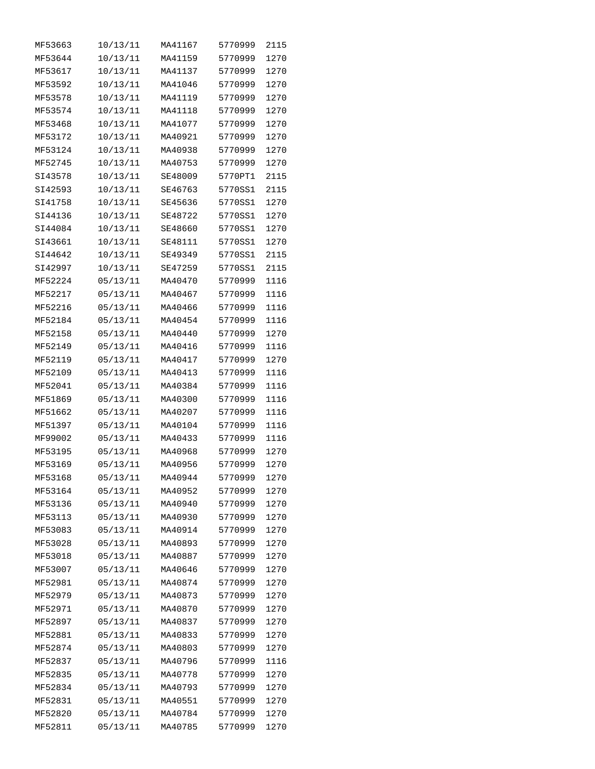| | | | | |
|---|---|---|---|---|
| MF53663 | 10/13/11 | MA41167 | 5770999 | 2115 |
| MF53644 | 10/13/11 | MA41159 | 5770999 | 1270 |
| MF53617 | 10/13/11 | MA41137 | 5770999 | 1270 |
| MF53592 | 10/13/11 | MA41046 | 5770999 | 1270 |
| MF53578 | 10/13/11 | MA41119 | 5770999 | 1270 |
| MF53574 | 10/13/11 | MA41118 | 5770999 | 1270 |
| MF53468 | 10/13/11 | MA41077 | 5770999 | 1270 |
| MF53172 | 10/13/11 | MA40921 | 5770999 | 1270 |
| MF53124 | 10/13/11 | MA40938 | 5770999 | 1270 |
| MF52745 | 10/13/11 | MA40753 | 5770999 | 1270 |
| SI43578 | 10/13/11 | SE48009 | 5770PT1 | 2115 |
| SI42593 | 10/13/11 | SE46763 | 5770SS1 | 2115 |
| SI41758 | 10/13/11 | SE45636 | 5770SS1 | 1270 |
| SI44136 | 10/13/11 | SE48722 | 5770SS1 | 1270 |
| SI44084 | 10/13/11 | SE48660 | 5770SS1 | 1270 |
| SI43661 | 10/13/11 | SE48111 | 5770SS1 | 1270 |
| SI44642 | 10/13/11 | SE49349 | 5770SS1 | 2115 |
| SI42997 | 10/13/11 | SE47259 | 5770SS1 | 2115 |
| MF52224 | 05/13/11 | MA40470 | 5770999 | 1116 |
| MF52217 | 05/13/11 | MA40467 | 5770999 | 1116 |
| MF52216 | 05/13/11 | MA40466 | 5770999 | 1116 |
| MF52184 | 05/13/11 | MA40454 | 5770999 | 1116 |
| MF52158 | 05/13/11 | MA40440 | 5770999 | 1270 |
| MF52149 | 05/13/11 | MA40416 | 5770999 | 1116 |
| MF52119 | 05/13/11 | MA40417 | 5770999 | 1270 |
| MF52109 | 05/13/11 | MA40413 | 5770999 | 1116 |
| MF52041 | 05/13/11 | MA40384 | 5770999 | 1116 |
| MF51869 | 05/13/11 | MA40300 | 5770999 | 1116 |
| MF51662 | 05/13/11 | MA40207 | 5770999 | 1116 |
| MF51397 | 05/13/11 | MA40104 | 5770999 | 1116 |
| MF99002 | 05/13/11 | MA40433 | 5770999 | 1116 |
| MF53195 | 05/13/11 | MA40968 | 5770999 | 1270 |
| MF53169 | 05/13/11 | MA40956 | 5770999 | 1270 |
| MF53168 | 05/13/11 | MA40944 | 5770999 | 1270 |
| MF53164 | 05/13/11 | MA40952 | 5770999 | 1270 |
| MF53136 | 05/13/11 | MA40940 | 5770999 | 1270 |
| MF53113 | 05/13/11 | MA40930 | 5770999 | 1270 |
| MF53083 | 05/13/11 | MA40914 | 5770999 | 1270 |
| MF53028 | 05/13/11 | MA40893 | 5770999 | 1270 |
| MF53018 | 05/13/11 | MA40887 | 5770999 | 1270 |
| MF53007 | 05/13/11 | MA40646 | 5770999 | 1270 |
| MF52981 | 05/13/11 | MA40874 | 5770999 | 1270 |
| MF52979 | 05/13/11 | MA40873 | 5770999 | 1270 |
| MF52971 | 05/13/11 | MA40870 | 5770999 | 1270 |
| MF52897 | 05/13/11 | MA40837 | 5770999 | 1270 |
| MF52881 | 05/13/11 | MA40833 | 5770999 | 1270 |
| MF52874 | 05/13/11 | MA40803 | 5770999 | 1270 |
| MF52837 | 05/13/11 | MA40796 | 5770999 | 1116 |
| MF52835 | 05/13/11 | MA40778 | 5770999 | 1270 |
| MF52834 | 05/13/11 | MA40793 | 5770999 | 1270 |
| MF52831 | 05/13/11 | MA40551 | 5770999 | 1270 |
| MF52820 | 05/13/11 | MA40784 | 5770999 | 1270 |
| MF52811 | 05/13/11 | MA40785 | 5770999 | 1270 |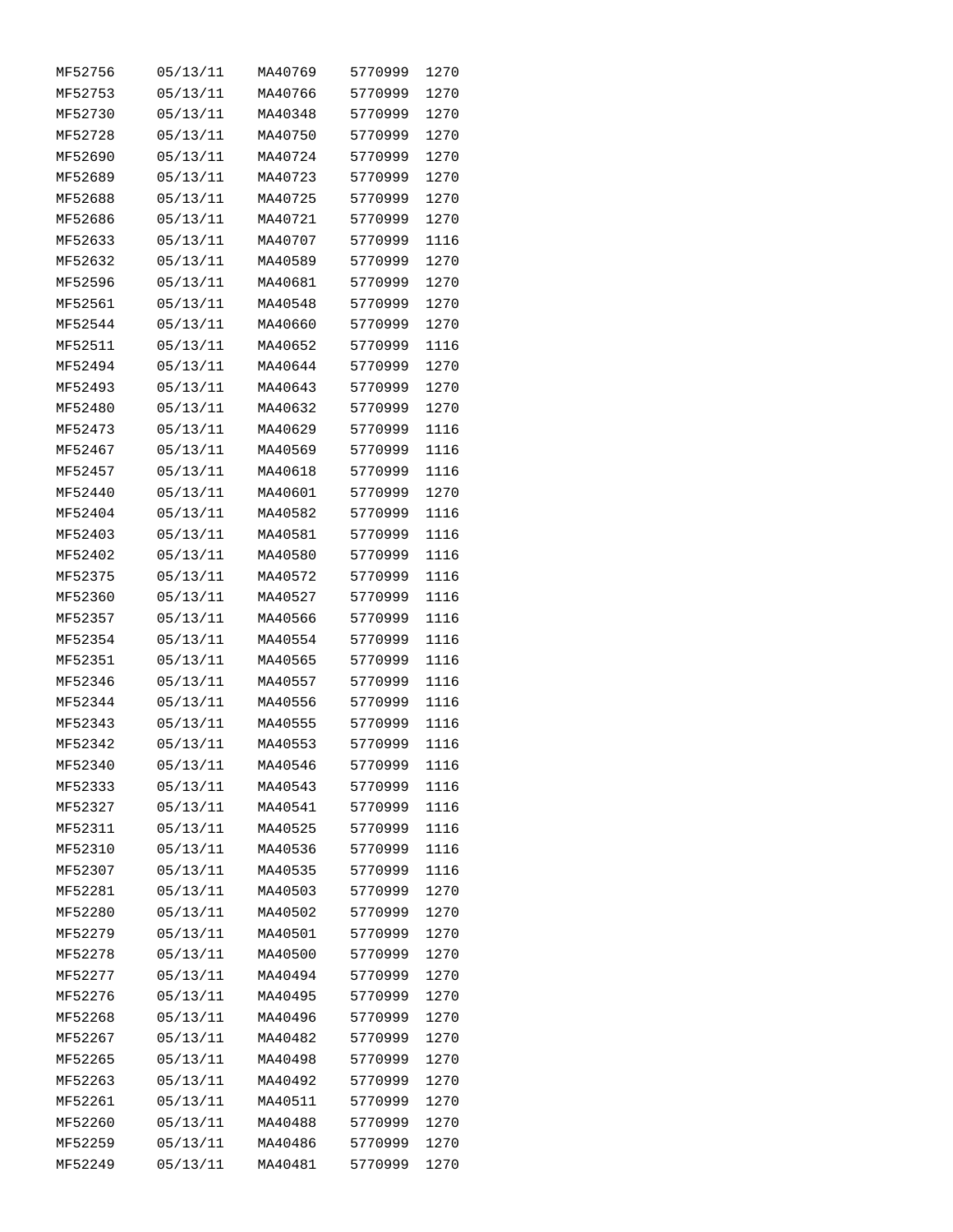| | | | | |
|---|---|---|---|---|
| MF52756 | 05/13/11 | MA40769 | 5770999 | 1270 |
| MF52753 | 05/13/11 | MA40766 | 5770999 | 1270 |
| MF52730 | 05/13/11 | MA40348 | 5770999 | 1270 |
| MF52728 | 05/13/11 | MA40750 | 5770999 | 1270 |
| MF52690 | 05/13/11 | MA40724 | 5770999 | 1270 |
| MF52689 | 05/13/11 | MA40723 | 5770999 | 1270 |
| MF52688 | 05/13/11 | MA40725 | 5770999 | 1270 |
| MF52686 | 05/13/11 | MA40721 | 5770999 | 1270 |
| MF52633 | 05/13/11 | MA40707 | 5770999 | 1116 |
| MF52632 | 05/13/11 | MA40589 | 5770999 | 1270 |
| MF52596 | 05/13/11 | MA40681 | 5770999 | 1270 |
| MF52561 | 05/13/11 | MA40548 | 5770999 | 1270 |
| MF52544 | 05/13/11 | MA40660 | 5770999 | 1270 |
| MF52511 | 05/13/11 | MA40652 | 5770999 | 1116 |
| MF52494 | 05/13/11 | MA40644 | 5770999 | 1270 |
| MF52493 | 05/13/11 | MA40643 | 5770999 | 1270 |
| MF52480 | 05/13/11 | MA40632 | 5770999 | 1270 |
| MF52473 | 05/13/11 | MA40629 | 5770999 | 1116 |
| MF52467 | 05/13/11 | MA40569 | 5770999 | 1116 |
| MF52457 | 05/13/11 | MA40618 | 5770999 | 1116 |
| MF52440 | 05/13/11 | MA40601 | 5770999 | 1270 |
| MF52404 | 05/13/11 | MA40582 | 5770999 | 1116 |
| MF52403 | 05/13/11 | MA40581 | 5770999 | 1116 |
| MF52402 | 05/13/11 | MA40580 | 5770999 | 1116 |
| MF52375 | 05/13/11 | MA40572 | 5770999 | 1116 |
| MF52360 | 05/13/11 | MA40527 | 5770999 | 1116 |
| MF52357 | 05/13/11 | MA40566 | 5770999 | 1116 |
| MF52354 | 05/13/11 | MA40554 | 5770999 | 1116 |
| MF52351 | 05/13/11 | MA40565 | 5770999 | 1116 |
| MF52346 | 05/13/11 | MA40557 | 5770999 | 1116 |
| MF52344 | 05/13/11 | MA40556 | 5770999 | 1116 |
| MF52343 | 05/13/11 | MA40555 | 5770999 | 1116 |
| MF52342 | 05/13/11 | MA40553 | 5770999 | 1116 |
| MF52340 | 05/13/11 | MA40546 | 5770999 | 1116 |
| MF52333 | 05/13/11 | MA40543 | 5770999 | 1116 |
| MF52327 | 05/13/11 | MA40541 | 5770999 | 1116 |
| MF52311 | 05/13/11 | MA40525 | 5770999 | 1116 |
| MF52310 | 05/13/11 | MA40536 | 5770999 | 1116 |
| MF52307 | 05/13/11 | MA40535 | 5770999 | 1116 |
| MF52281 | 05/13/11 | MA40503 | 5770999 | 1270 |
| MF52280 | 05/13/11 | MA40502 | 5770999 | 1270 |
| MF52279 | 05/13/11 | MA40501 | 5770999 | 1270 |
| MF52278 | 05/13/11 | MA40500 | 5770999 | 1270 |
| MF52277 | 05/13/11 | MA40494 | 5770999 | 1270 |
| MF52276 | 05/13/11 | MA40495 | 5770999 | 1270 |
| MF52268 | 05/13/11 | MA40496 | 5770999 | 1270 |
| MF52267 | 05/13/11 | MA40482 | 5770999 | 1270 |
| MF52265 | 05/13/11 | MA40498 | 5770999 | 1270 |
| MF52263 | 05/13/11 | MA40492 | 5770999 | 1270 |
| MF52261 | 05/13/11 | MA40511 | 5770999 | 1270 |
| MF52260 | 05/13/11 | MA40488 | 5770999 | 1270 |
| MF52259 | 05/13/11 | MA40486 | 5770999 | 1270 |
| MF52249 | 05/13/11 | MA40481 | 5770999 | 1270 |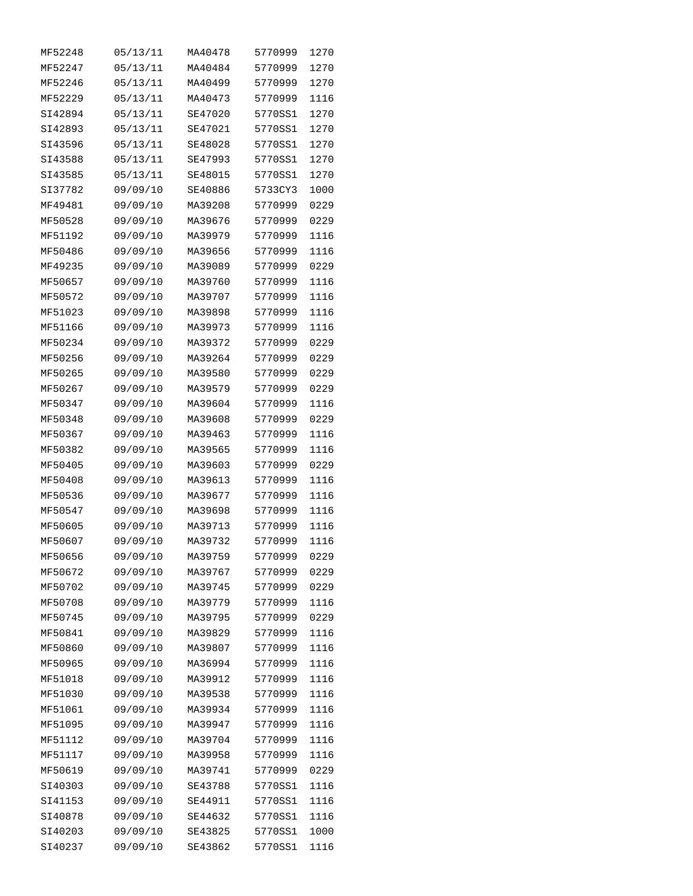| | | | | |
|---|---|---|---|---|
| MF52248 | 05/13/11 | MA40478 | 5770999 | 1270 |
| MF52247 | 05/13/11 | MA40484 | 5770999 | 1270 |
| MF52246 | 05/13/11 | MA40499 | 5770999 | 1270 |
| MF52229 | 05/13/11 | MA40473 | 5770999 | 1116 |
| SI42894 | 05/13/11 | SE47020 | 5770SS1 | 1270 |
| SI42893 | 05/13/11 | SE47021 | 5770SS1 | 1270 |
| SI43596 | 05/13/11 | SE48028 | 5770SS1 | 1270 |
| SI43588 | 05/13/11 | SE47993 | 5770SS1 | 1270 |
| SI43585 | 05/13/11 | SE48015 | 5770SS1 | 1270 |
| SI37782 | 09/09/10 | SE40886 | 5733CY3 | 1000 |
| MF49481 | 09/09/10 | MA39208 | 5770999 | 0229 |
| MF50528 | 09/09/10 | MA39676 | 5770999 | 0229 |
| MF51192 | 09/09/10 | MA39979 | 5770999 | 1116 |
| MF50486 | 09/09/10 | MA39656 | 5770999 | 1116 |
| MF49235 | 09/09/10 | MA39089 | 5770999 | 0229 |
| MF50657 | 09/09/10 | MA39760 | 5770999 | 1116 |
| MF50572 | 09/09/10 | MA39707 | 5770999 | 1116 |
| MF51023 | 09/09/10 | MA39898 | 5770999 | 1116 |
| MF51166 | 09/09/10 | MA39973 | 5770999 | 1116 |
| MF50234 | 09/09/10 | MA39372 | 5770999 | 0229 |
| MF50256 | 09/09/10 | MA39264 | 5770999 | 0229 |
| MF50265 | 09/09/10 | MA39580 | 5770999 | 0229 |
| MF50267 | 09/09/10 | MA39579 | 5770999 | 0229 |
| MF50347 | 09/09/10 | MA39604 | 5770999 | 1116 |
| MF50348 | 09/09/10 | MA39608 | 5770999 | 0229 |
| MF50367 | 09/09/10 | MA39463 | 5770999 | 1116 |
| MF50382 | 09/09/10 | MA39565 | 5770999 | 1116 |
| MF50405 | 09/09/10 | MA39603 | 5770999 | 0229 |
| MF50408 | 09/09/10 | MA39613 | 5770999 | 1116 |
| MF50536 | 09/09/10 | MA39677 | 5770999 | 1116 |
| MF50547 | 09/09/10 | MA39698 | 5770999 | 1116 |
| MF50605 | 09/09/10 | MA39713 | 5770999 | 1116 |
| MF50607 | 09/09/10 | MA39732 | 5770999 | 1116 |
| MF50656 | 09/09/10 | MA39759 | 5770999 | 0229 |
| MF50672 | 09/09/10 | MA39767 | 5770999 | 0229 |
| MF50702 | 09/09/10 | MA39745 | 5770999 | 0229 |
| MF50708 | 09/09/10 | MA39779 | 5770999 | 1116 |
| MF50745 | 09/09/10 | MA39795 | 5770999 | 0229 |
| MF50841 | 09/09/10 | MA39829 | 5770999 | 1116 |
| MF50860 | 09/09/10 | MA39807 | 5770999 | 1116 |
| MF50965 | 09/09/10 | MA36994 | 5770999 | 1116 |
| MF51018 | 09/09/10 | MA39912 | 5770999 | 1116 |
| MF51030 | 09/09/10 | MA39538 | 5770999 | 1116 |
| MF51061 | 09/09/10 | MA39934 | 5770999 | 1116 |
| MF51095 | 09/09/10 | MA39947 | 5770999 | 1116 |
| MF51112 | 09/09/10 | MA39704 | 5770999 | 1116 |
| MF51117 | 09/09/10 | MA39958 | 5770999 | 1116 |
| MF50619 | 09/09/10 | MA39741 | 5770999 | 0229 |
| SI40303 | 09/09/10 | SE43788 | 5770SS1 | 1116 |
| SI41153 | 09/09/10 | SE44911 | 5770SS1 | 1116 |
| SI40878 | 09/09/10 | SE44632 | 5770SS1 | 1116 |
| SI40203 | 09/09/10 | SE43825 | 5770SS1 | 1000 |
| SI40237 | 09/09/10 | SE43862 | 5770SS1 | 1116 |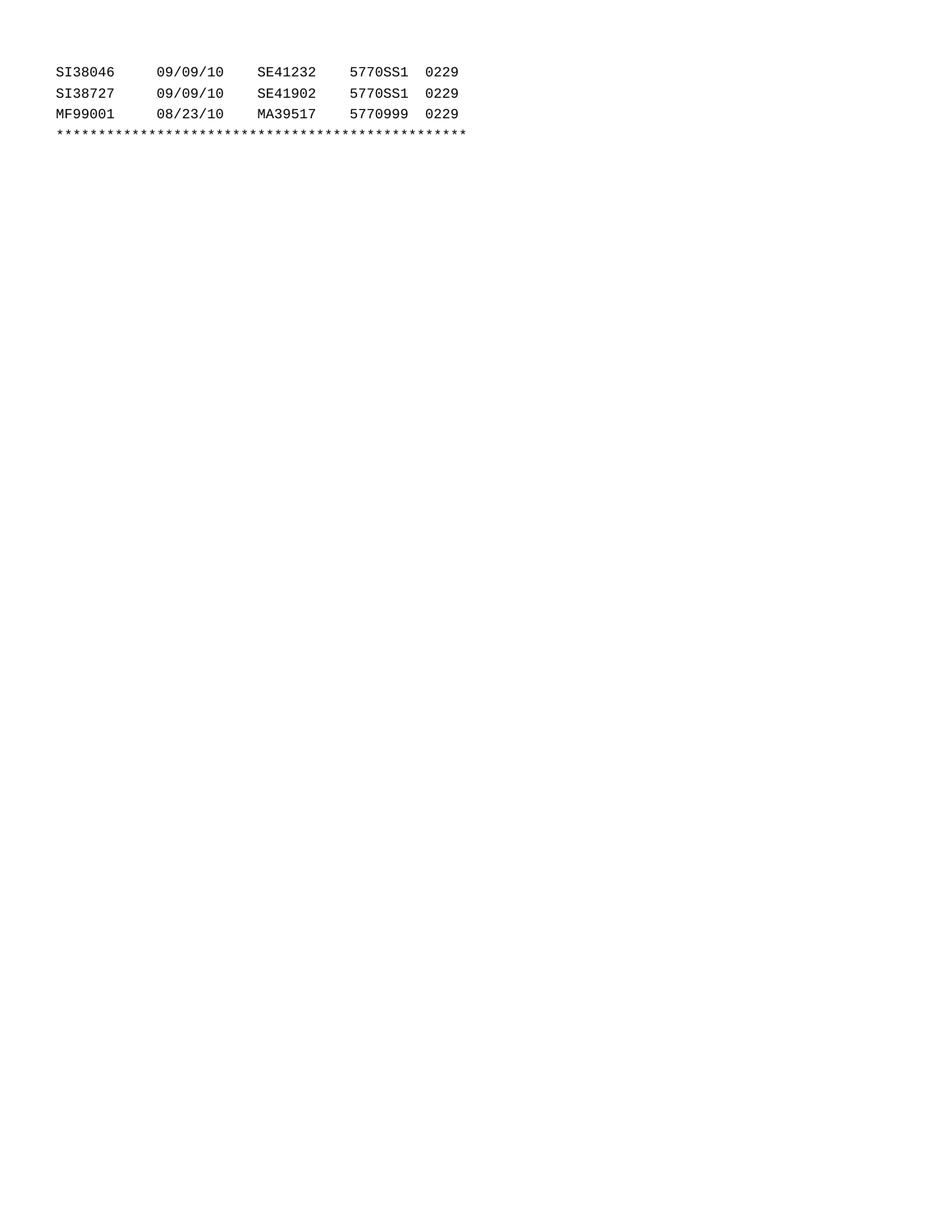| | | | | |
|---|---|---|---|---|
| SI38046 | 09/09/10 | SE41232 | 5770SS1 | 0229 |
| SI38727 | 09/09/10 | SE41902 | 5770SS1 | 0229 |
| MF99001 | 08/23/10 | MA39517 | 5770999 | 0229 |

************************************************